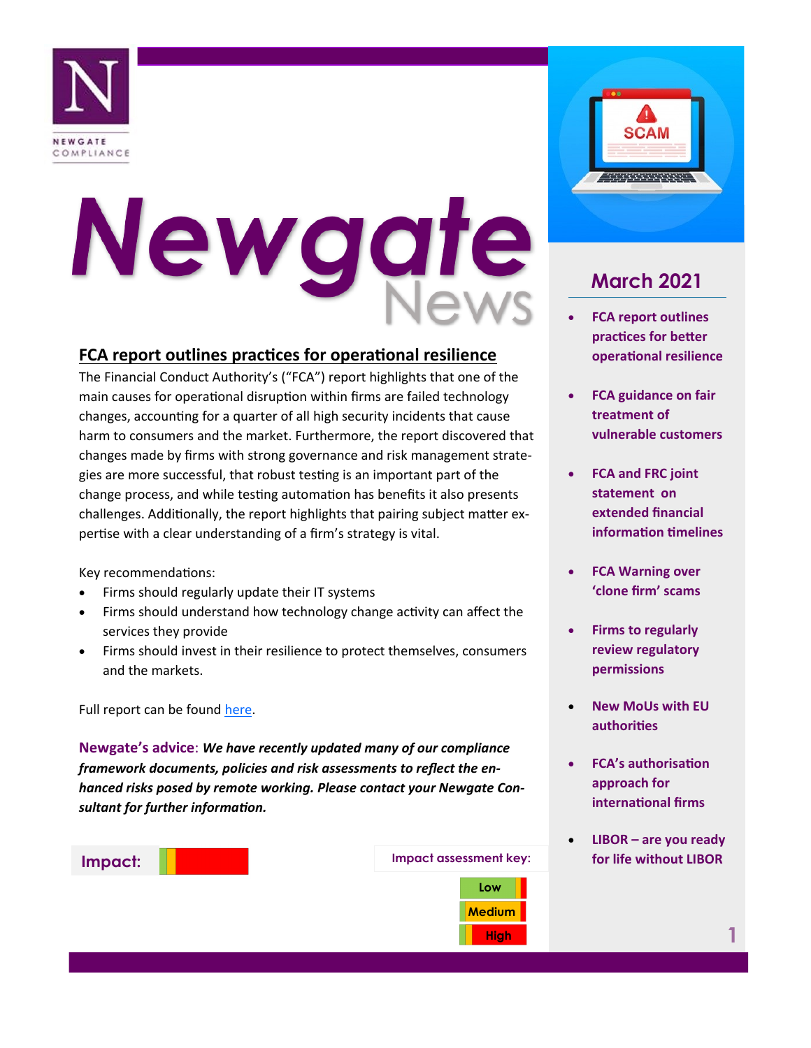NEWGATE COMPLIANCE

# Newgate News

## March 2021

- FCA report outlines practices for better operational resilience
- FCA guidance on fair treatment of vulnerable customers
- FCA and FRC joint statement on extended financial information timelines
- FCA Warning over 'clone firm' scams
- Firms to regularly review regulatory permissions
- New MoUs with EU authorities
- FCA's authorisation approach for international firms
- LIBOR – are you ready for life without LIBOR

## FCA report outlines practices for operational resilience

The Financial Conduct Authority's ("FCA") report highlights that one of the main causes for operational disruption within firms are failed technology changes, accounting for a quarter of all high security incidents that cause harm to consumers and the market. Furthermore, the report discovered that changes made by firms with strong governance and risk management strategies are more successful, that robust testing is an important part of the change process, and while testing automation has benefits it also presents challenges. Additionally, the report highlights that pairing subject matter expertise with a clear understanding of a firm's strategy is vital.

Key recommendations:

- Firms should regularly update their IT systems
- Firms should understand how technology change activity can affect the services they provide
- Firms should invest in their resilience to protect themselves, consumers and the markets.

Full report can be found here.

**Newgate's advice**: ***We have recently updated many of our compliance framework documents, policies and risk assessments to reflect the enhanced risks posed by remote working. Please contact your Newgate Consultant for further information.***

**Impact:** High

Impact assessment key:

- Low
- Medium
- High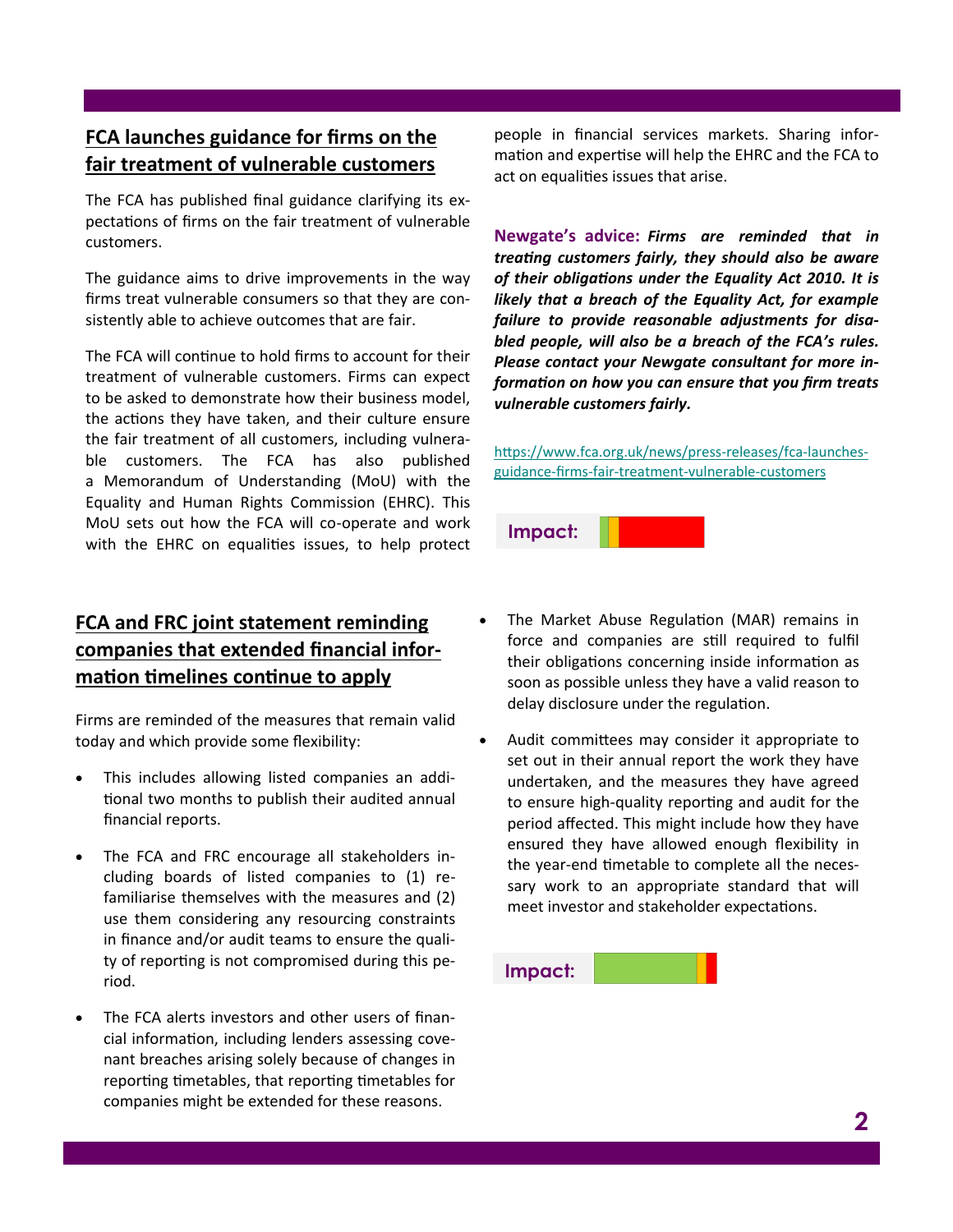## FCA launches guidance for firms on the fair treatment of vulnerable customers

The FCA has published final guidance clarifying its expectations of firms on the fair treatment of vulnerable customers.

The guidance aims to drive improvements in the way firms treat vulnerable consumers so that they are consistently able to achieve outcomes that are fair.

The FCA will continue to hold firms to account for their treatment of vulnerable customers. Firms can expect to be asked to demonstrate how their business model, the actions they have taken, and their culture ensure the fair treatment of all customers, including vulnerable customers. The FCA has also published a Memorandum of Understanding (MoU) with the Equality and Human Rights Commission (EHRC). This MoU sets out how the FCA will co-operate and work with the EHRC on equalities issues, to help protect people in financial services markets. Sharing information and expertise will help the EHRC and the FCA to act on equalities issues that arise.

**Newgate's advice:** ***Firms are reminded that in treating customers fairly, they should also be aware of their obligations under the Equality Act 2010. It is likely that a breach of the Equality Act, for example failure to provide reasonable adjustments for disabled people, will also be a breach of the FCA's rules. Please contact your Newgate consultant for more information on how you can ensure that you firm treats vulnerable customers fairly.***

https://www.fca.org.uk/news/press-releases/fca-launches-guidance-firms-fair-treatment-vulnerable-customers

Impact:

## FCA and FRC joint statement reminding companies that extended financial information timelines continue to apply

Firms are reminded of the measures that remain valid today and which provide some flexibility:

- This includes allowing listed companies an additional two months to publish their audited annual financial reports.
- The FCA and FRC encourage all stakeholders including boards of listed companies to (1) re-familiarise themselves with the measures and (2) use them considering any resourcing constraints in finance and/or audit teams to ensure the quality of reporting is not compromised during this period.
- The FCA alerts investors and other users of financial information, including lenders assessing covenant breaches arising solely because of changes in reporting timetables, that reporting timetables for companies might be extended for these reasons.
- The Market Abuse Regulation (MAR) remains in force and companies are still required to fulfil their obligations concerning inside information as soon as possible unless they have a valid reason to delay disclosure under the regulation.
- Audit committees may consider it appropriate to set out in their annual report the work they have undertaken, and the measures they have agreed to ensure high-quality reporting and audit for the period affected. This might include how they have ensured they have allowed enough flexibility in the year-end timetable to complete all the necessary work to an appropriate standard that will meet investor and stakeholder expectations.

Impact: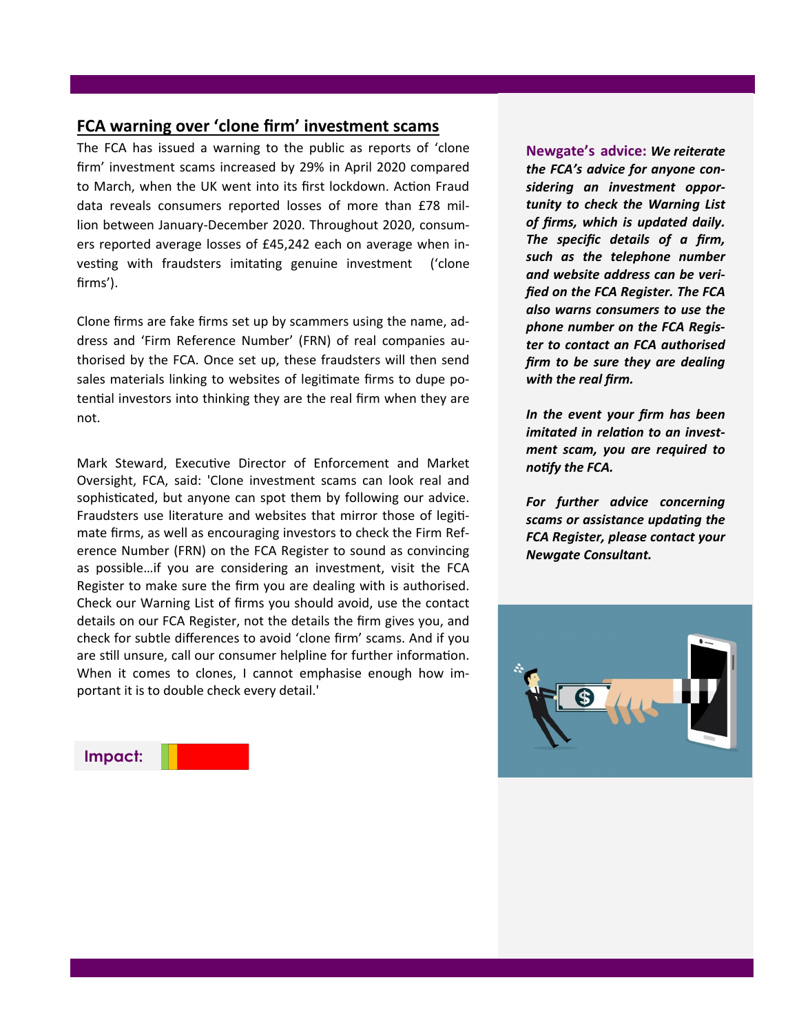## FCA warning over 'clone firm' investment scams

The FCA has issued a warning to the public as reports of 'clone firm' investment scams increased by 29% in April 2020 compared to March, when the UK went into its first lockdown. Action Fraud data reveals consumers reported losses of more than £78 million between January-December 2020. Throughout 2020, consumers reported average losses of £45,242 each on average when investing with fraudsters imitating genuine investment ('clone firms').

Clone firms are fake firms set up by scammers using the name, address and 'Firm Reference Number' (FRN) of real companies authorised by the FCA. Once set up, these fraudsters will then send sales materials linking to websites of legitimate firms to dupe potential investors into thinking they are the real firm when they are not.

Mark Steward, Executive Director of Enforcement and Market Oversight, FCA, said: 'Clone investment scams can look real and sophisticated, but anyone can spot them by following our advice. Fraudsters use literature and websites that mirror those of legitimate firms, as well as encouraging investors to check the Firm Reference Number (FRN) on the FCA Register to sound as convincing as possible…if you are considering an investment, visit the FCA Register to make sure the firm you are dealing with is authorised. Check our Warning List of firms you should avoid, use the contact details on our FCA Register, not the details the firm gives you, and check for subtle differences to avoid 'clone firm' scams. And if you are still unsure, call our consumer helpline for further information. When it comes to clones, I cannot emphasise enough how important it is to double check every detail.'

**Impact:**

**Newgate's advice:** ***We reiterate the FCA's advice for anyone considering an investment opportunity to check the Warning List of firms, which is updated daily. The specific details of a firm, such as the telephone number and website address can be verified on the FCA Register. The FCA also warns consumers to use the phone number on the FCA Register to contact an FCA authorised firm to be sure they are dealing with the real firm.***

***In the event your firm has been imitated in relation to an investment scam, you are required to notify the FCA.***

***For further advice concerning scams or assistance updating the FCA Register, please contact your Newgate Consultant.***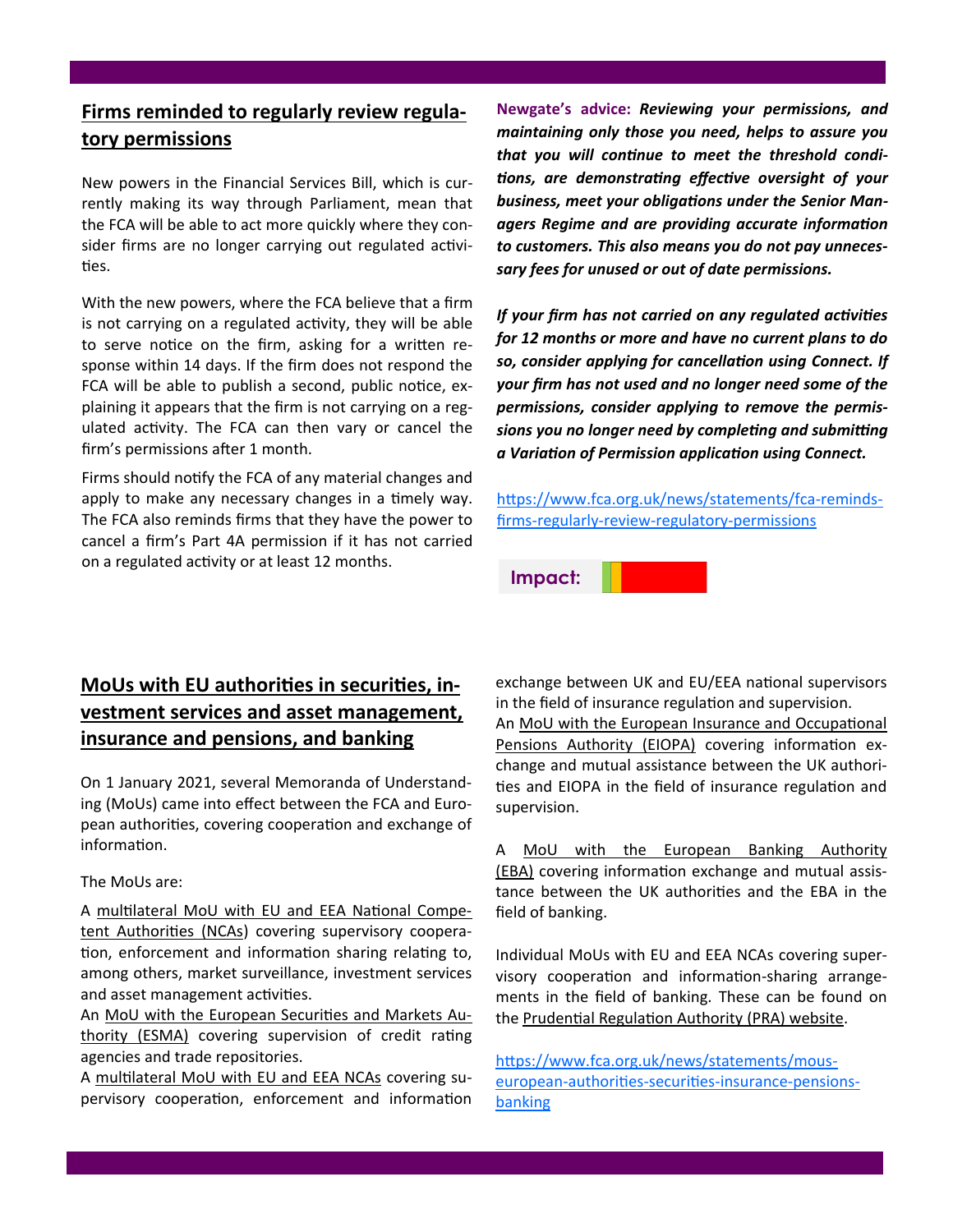## Firms reminded to regularly review regulatory permissions

New powers in the Financial Services Bill, which is currently making its way through Parliament, mean that the FCA will be able to act more quickly where they consider firms are no longer carrying out regulated activities.

With the new powers, where the FCA believe that a firm is not carrying on a regulated activity, they will be able to serve notice on the firm, asking for a written response within 14 days. If the firm does not respond the FCA will be able to publish a second, public notice, explaining it appears that the firm is not carrying on a regulated activity. The FCA can then vary or cancel the firm's permissions after 1 month.

Firms should notify the FCA of any material changes and apply to make any necessary changes in a timely way. The FCA also reminds firms that they have the power to cancel a firm's Part 4A permission if it has not carried on a regulated activity or at least 12 months.

**Newgate's advice:** ***Reviewing your permissions, and maintaining only those you need, helps to assure you that you will continue to meet the threshold conditions, are demonstrating effective oversight of your business, meet your obligations under the Senior Managers Regime and are providing accurate information to customers. This also means you do not pay unnecessary fees for unused or out of date permissions.***

***If your firm has not carried on any regulated activities for 12 months or more and have no current plans to do so, consider applying for cancellation using Connect. If your firm has not used and no longer need some of the permissions, consider applying to remove the permissions you no longer need by completing and submitting a Variation of Permission application using Connect.***

https://www.fca.org.uk/news/statements/fca-reminds-firms-regularly-review-regulatory-permissions

**Impact:**

## MoUs with EU authorities in securities, investment services and asset management, insurance and pensions, and banking

On 1 January 2021, several Memoranda of Understanding (MoUs) came into effect between the FCA and European authorities, covering cooperation and exchange of information.

The MoUs are:

A multilateral MoU with EU and EEA National Competent Authorities (NCAs) covering supervisory cooperation, enforcement and information sharing relating to, among others, market surveillance, investment services and asset management activities.

An MoU with the European Securities and Markets Authority (ESMA) covering supervision of credit rating agencies and trade repositories.

A multilateral MoU with EU and EEA NCAs covering supervisory cooperation, enforcement and information exchange between UK and EU/EEA national supervisors in the field of insurance regulation and supervision.

An MoU with the European Insurance and Occupational Pensions Authority (EIOPA) covering information exchange and mutual assistance between the UK authorities and EIOPA in the field of insurance regulation and supervision.

A MoU with the European Banking Authority (EBA) covering information exchange and mutual assistance between the UK authorities and the EBA in the field of banking.

Individual MoUs with EU and EEA NCAs covering supervisory cooperation and information-sharing arrangements in the field of banking. These can be found on the Prudential Regulation Authority (PRA) website.

https://www.fca.org.uk/news/statements/mous-european-authorities-securities-insurance-pensions-banking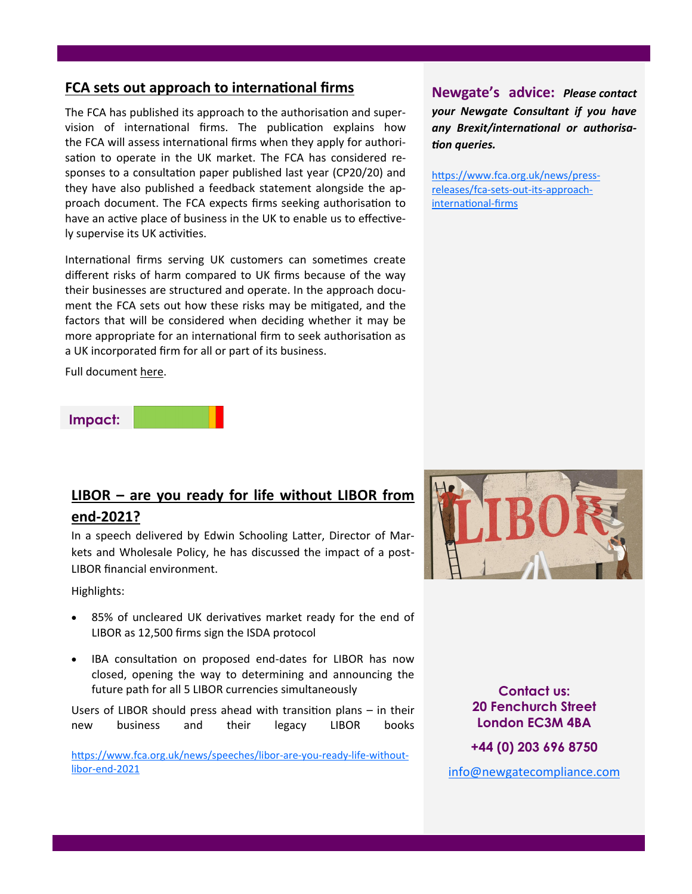## FCA sets out approach to international firms

The FCA has published its approach to the authorisation and supervision of international firms. The publication explains how the FCA will assess international firms when they apply for authorisation to operate in the UK market. The FCA has considered responses to a consultation paper published last year (CP20/20) and they have also published a feedback statement alongside the approach document. The FCA expects firms seeking authorisation to have an active place of business in the UK to enable us to effectively supervise its UK activities.

International firms serving UK customers can sometimes create different risks of harm compared to UK firms because of the way their businesses are structured and operate. In the approach document the FCA sets out how these risks may be mitigated, and the factors that will be considered when deciding whether it may be more appropriate for an international firm to seek authorisation as a UK incorporated firm for all or part of its business.

Full document here.

**Impact:**

**Newgate's advice:** ***Please contact your Newgate Consultant if you have any Brexit/international or authorisation queries.***

https://www.fca.org.uk/news/press-releases/fca-sets-out-its-approach-international-firms

## LIBOR – are you ready for life without LIBOR from end-2021?

In a speech delivered by Edwin Schooling Latter, Director of Markets and Wholesale Policy, he has discussed the impact of a post-LIBOR financial environment.

Highlights:

- 85% of uncleared UK derivatives market ready for the end of LIBOR as 12,500 firms sign the ISDA protocol
- IBA consultation on proposed end-dates for LIBOR has now closed, opening the way to determining and announcing the future path for all 5 LIBOR currencies simultaneously

Users of LIBOR should press ahead with transition plans – in their new business and their legacy LIBOR books

https://www.fca.org.uk/news/speeches/libor-are-you-ready-life-without-libor-end-2021

**Contact us:**
**20 Fenchurch Street**
**London EC3M 4BA**

**+44 (0) 203 696 8750**

info@newgatecompliance.com